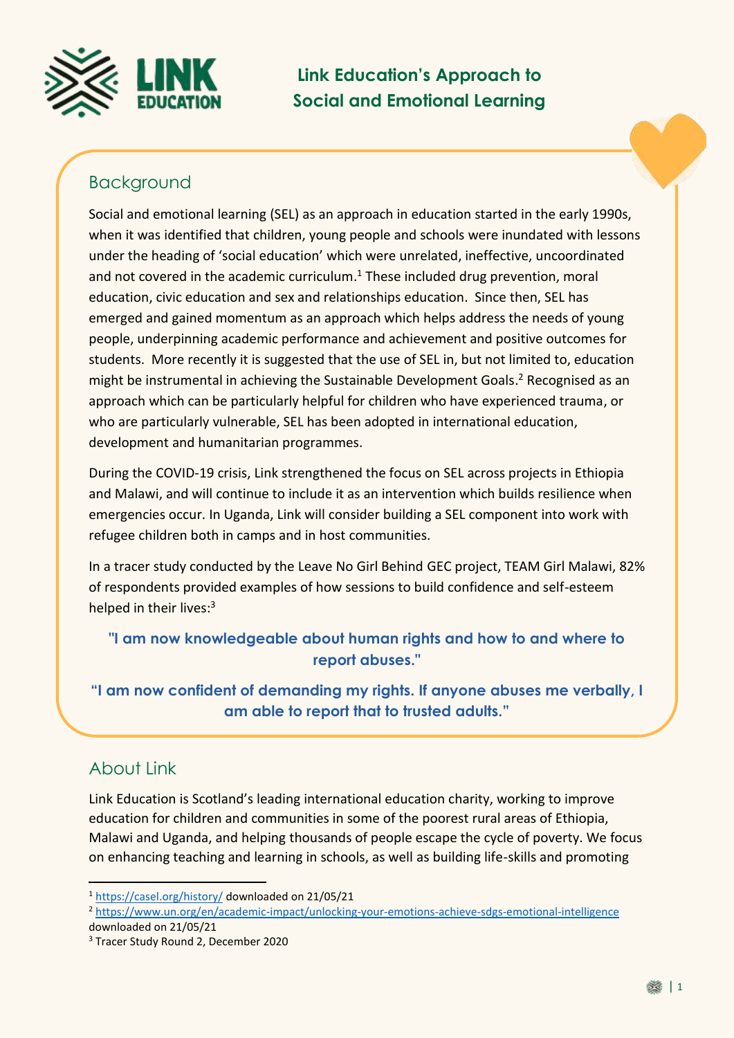# Link Education's Approach to Social and Emotional Learning

## Background

Social and emotional learning (SEL) as an approach in education started in the early 1990s, when it was identified that children, young people and schools were inundated with lessons under the heading of 'social education' which were unrelated, ineffective, uncoordinated and not covered in the academic curriculum.[1] These included drug prevention, moral education, civic education and sex and relationships education. Since then, SEL has emerged and gained momentum as an approach which helps address the needs of young people, underpinning academic performance and achievement and positive outcomes for students. More recently it is suggested that the use of SEL in, but not limited to, education might be instrumental in achieving the Sustainable Development Goals.[2] Recognised as an approach which can be particularly helpful for children who have experienced trauma, or who are particularly vulnerable, SEL has been adopted in international education, development and humanitarian programmes.

During the COVID-19 crisis, Link strengthened the focus on SEL across projects in Ethiopia and Malawi, and will continue to include it as an intervention which builds resilience when emergencies occur. In Uganda, Link will consider building a SEL component into work with refugee children both in camps and in host communities.

In a tracer study conducted by the Leave No Girl Behind GEC project, TEAM Girl Malawi, 82% of respondents provided examples of how sessions to build confidence and self-esteem helped in their lives:[3]

**"I am now knowledgeable about human rights and how to and where to report abuses."**

**"I am now confident of demanding my rights. If anyone abuses me verbally, I am able to report that to trusted adults."**

## About Link

Link Education is Scotland's leading international education charity, working to improve education for children and communities in some of the poorest rural areas of Ethiopia, Malawi and Uganda, and helping thousands of people escape the cycle of poverty. We focus on enhancing teaching and learning in schools, as well as building life-skills and promoting

---

[1] https://casel.org/history/ downloaded on 21/05/21

[2] https://www.un.org/en/academic-impact/unlocking-your-emotions-achieve-sdgs-emotional-intelligence downloaded on 21/05/21

[3] Tracer Study Round 2, December 2020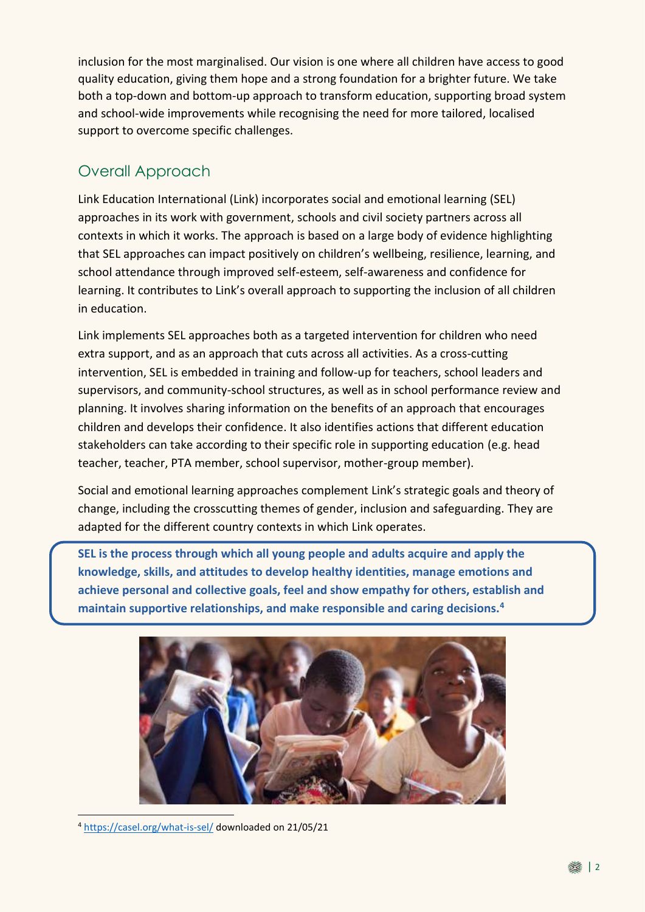inclusion for the most marginalised. Our vision is one where all children have access to good quality education, giving them hope and a strong foundation for a brighter future. We take both a top-down and bottom-up approach to transform education, supporting broad system and school-wide improvements while recognising the need for more tailored, localised support to overcome specific challenges.

## Overall Approach

Link Education International (Link) incorporates social and emotional learning (SEL) approaches in its work with government, schools and civil society partners across all contexts in which it works. The approach is based on a large body of evidence highlighting that SEL approaches can impact positively on children's wellbeing, resilience, learning, and school attendance through improved self-esteem, self-awareness and confidence for learning. It contributes to Link's overall approach to supporting the inclusion of all children in education.

Link implements SEL approaches both as a targeted intervention for children who need extra support, and as an approach that cuts across all activities. As a cross-cutting intervention, SEL is embedded in training and follow-up for teachers, school leaders and supervisors, and community-school structures, as well as in school performance review and planning. It involves sharing information on the benefits of an approach that encourages children and develops their confidence. It also identifies actions that different education stakeholders can take according to their specific role in supporting education (e.g. head teacher, teacher, PTA member, school supervisor, mother-group member).

Social and emotional learning approaches complement Link's strategic goals and theory of change, including the crosscutting themes of gender, inclusion and safeguarding. They are adapted for the different country contexts in which Link operates.

**SEL is the process through which all young people and adults acquire and apply the knowledge, skills, and attitudes to develop healthy identities, manage emotions and achieve personal and collective goals, feel and show empathy for others, establish and maintain supportive relationships, and make responsible and caring decisions.[4]**

[4] https://casel.org/what-is-sel/ downloaded on 21/05/21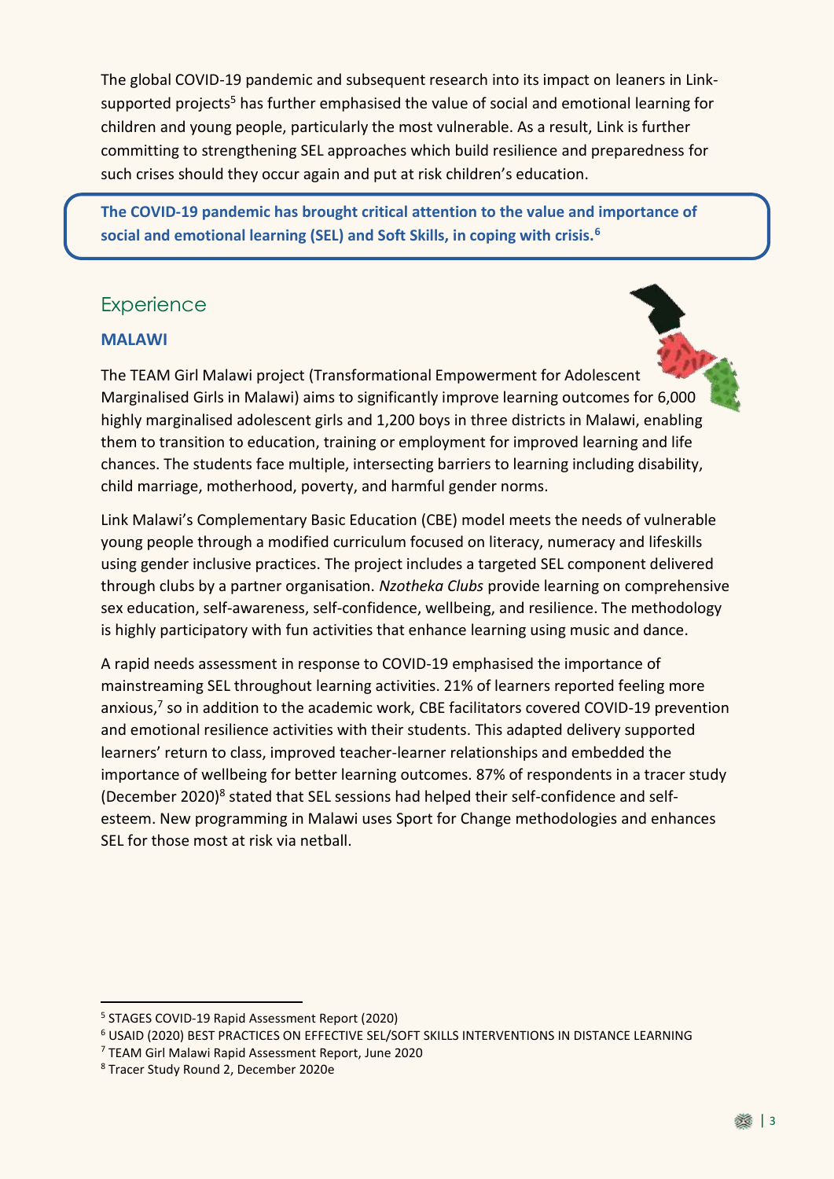The global COVID-19 pandemic and subsequent research into its impact on leaners in Link-supported projects[5] has further emphasised the value of social and emotional learning for children and young people, particularly the most vulnerable. As a result, Link is further committing to strengthening SEL approaches which build resilience and preparedness for such crises should they occur again and put at risk children's education.

**The COVID-19 pandemic has brought critical attention to the value and importance of social and emotional learning (SEL) and Soft Skills, in coping with crisis.[6]**

## Experience

### MALAWI

The TEAM Girl Malawi project (Transformational Empowerment for Adolescent Marginalised Girls in Malawi) aims to significantly improve learning outcomes for 6,000 highly marginalised adolescent girls and 1,200 boys in three districts in Malawi, enabling them to transition to education, training or employment for improved learning and life chances. The students face multiple, intersecting barriers to learning including disability, child marriage, motherhood, poverty, and harmful gender norms.

Link Malawi's Complementary Basic Education (CBE) model meets the needs of vulnerable young people through a modified curriculum focused on literacy, numeracy and lifeskills using gender inclusive practices. The project includes a targeted SEL component delivered through clubs by a partner organisation. *Nzotheka Clubs* provide learning on comprehensive sex education, self-awareness, self-confidence, wellbeing, and resilience. The methodology is highly participatory with fun activities that enhance learning using music and dance.

A rapid needs assessment in response to COVID-19 emphasised the importance of mainstreaming SEL throughout learning activities. 21% of learners reported feeling more anxious,[7] so in addition to the academic work, CBE facilitators covered COVID-19 prevention and emotional resilience activities with their students. This adapted delivery supported learners' return to class, improved teacher-learner relationships and embedded the importance of wellbeing for better learning outcomes. 87% of respondents in a tracer study (December 2020)[8] stated that SEL sessions had helped their self-confidence and self-esteem. New programming in Malawi uses Sport for Change methodologies and enhances SEL for those most at risk via netball.

---

[5] STAGES COVID-19 Rapid Assessment Report (2020)

[6] USAID (2020) BEST PRACTICES ON EFFECTIVE SEL/SOFT SKILLS INTERVENTIONS IN DISTANCE LEARNING

[7] TEAM Girl Malawi Rapid Assessment Report, June 2020

[8] Tracer Study Round 2, December 2020e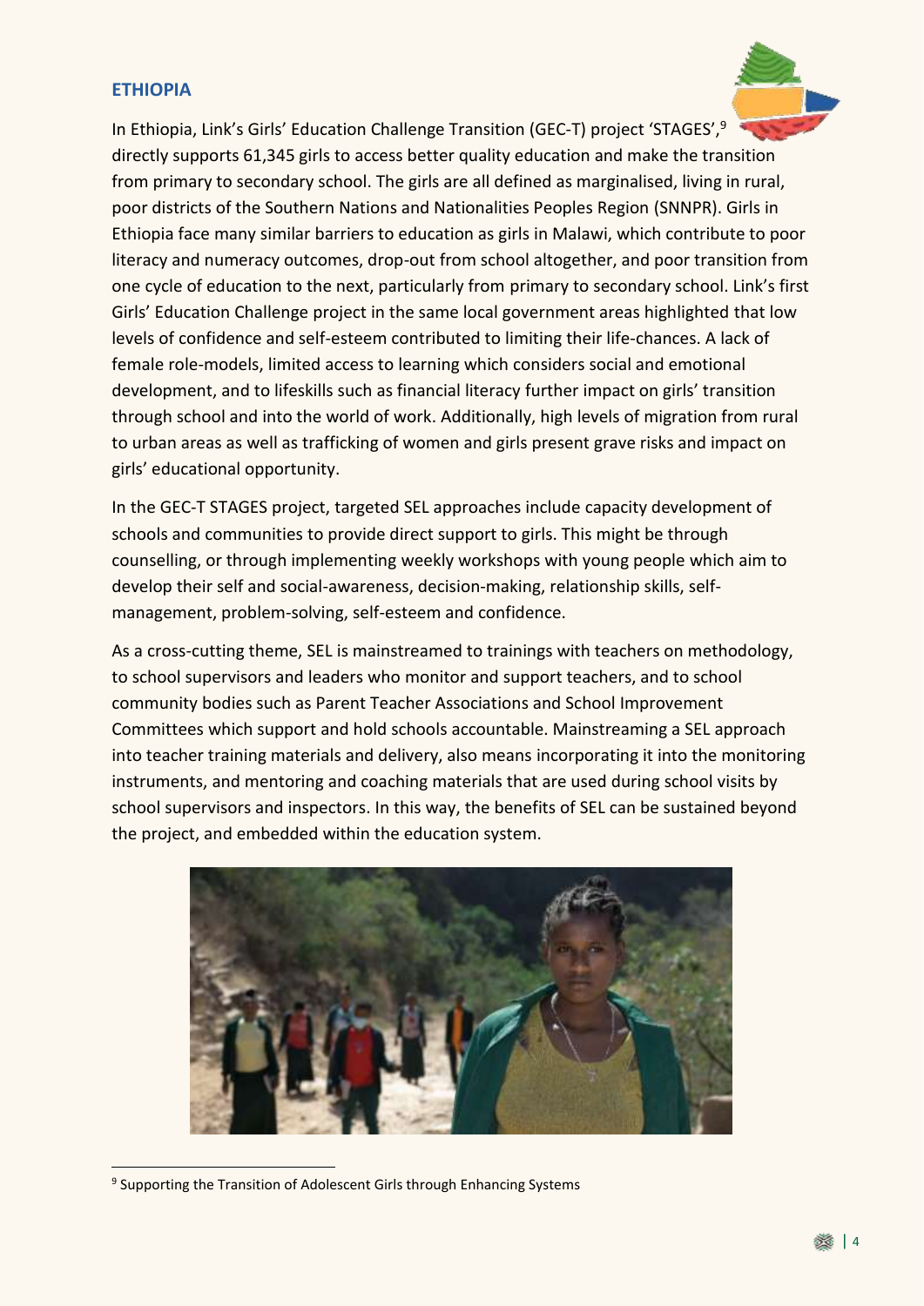## ETHIOPIA

In Ethiopia, Link's Girls' Education Challenge Transition (GEC-T) project 'STAGES',[9] directly supports 61,345 girls to access better quality education and make the transition from primary to secondary school. The girls are all defined as marginalised, living in rural, poor districts of the Southern Nations and Nationalities Peoples Region (SNNPR). Girls in Ethiopia face many similar barriers to education as girls in Malawi, which contribute to poor literacy and numeracy outcomes, drop-out from school altogether, and poor transition from one cycle of education to the next, particularly from primary to secondary school. Link's first Girls' Education Challenge project in the same local government areas highlighted that low levels of confidence and self-esteem contributed to limiting their life-chances. A lack of female role-models, limited access to learning which considers social and emotional development, and to lifeskills such as financial literacy further impact on girls' transition through school and into the world of work. Additionally, high levels of migration from rural to urban areas as well as trafficking of women and girls present grave risks and impact on girls' educational opportunity.

In the GEC-T STAGES project, targeted SEL approaches include capacity development of schools and communities to provide direct support to girls. This might be through counselling, or through implementing weekly workshops with young people which aim to develop their self and social-awareness, decision-making, relationship skills, self-management, problem-solving, self-esteem and confidence.

As a cross-cutting theme, SEL is mainstreamed to trainings with teachers on methodology, to school supervisors and leaders who monitor and support teachers, and to school community bodies such as Parent Teacher Associations and School Improvement Committees which support and hold schools accountable. Mainstreaming a SEL approach into teacher training materials and delivery, also means incorporating it into the monitoring instruments, and mentoring and coaching materials that are used during school visits by school supervisors and inspectors. In this way, the benefits of SEL can be sustained beyond the project, and embedded within the education system.

[9] Supporting the Transition of Adolescent Girls through Enhancing Systems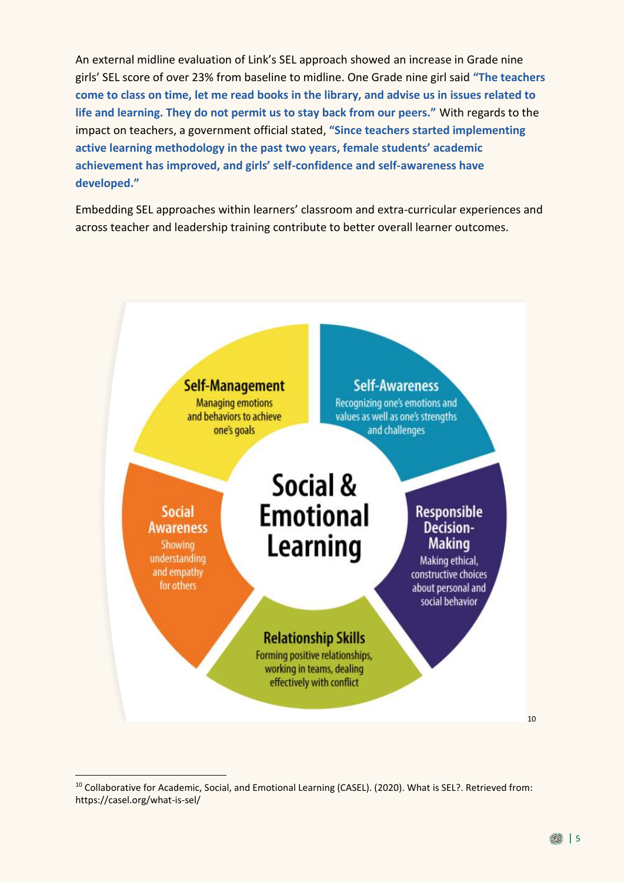An external midline evaluation of Link's SEL approach showed an increase in Grade nine girls' SEL score of over 23% from baseline to midline. One Grade nine girl said **"The teachers come to class on time, let me read books in the library, and advise us in issues related to life and learning. They do not permit us to stay back from our peers."** With regards to the impact on teachers, a government official stated, **"Since teachers started implementing active learning methodology in the past two years, female students' academic achievement has improved, and girls' self-confidence and self-awareness have developed."**

Embedding SEL approaches within learners' classroom and extra-curricular experiences and across teacher and leadership training contribute to better overall learner outcomes.

Social & Emotional Learning

Self-Management
Managing emotions and behaviors to achieve one's goals

Self-Awareness
Recognizing one's emotions and values as well as one's strengths and challenges

Social Awareness
Showing understanding and empathy for others

Responsible Decision-Making
Making ethical, constructive choices about personal and social behavior

Relationship Skills
Forming positive relationships, working in teams, dealing effectively with conflict

[10]

[10] Collaborative for Academic, Social, and Emotional Learning (CASEL). (2020). What is SEL?. Retrieved from: https://casel.org/what-is-sel/